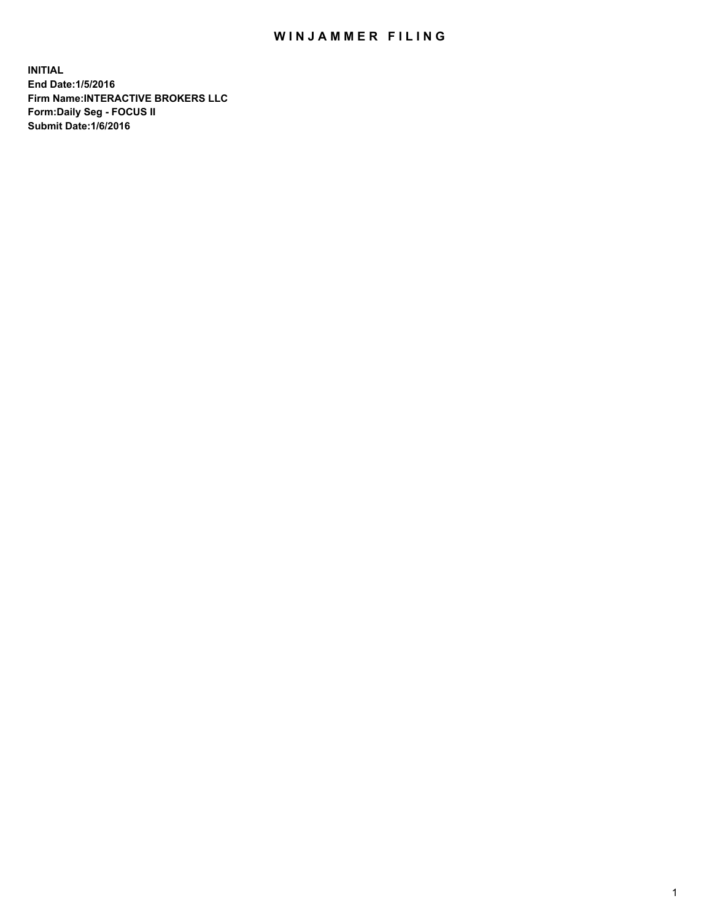# WINJAMMER FILING

**INITIAL**
**End Date:1/5/2016**
**Firm Name:INTERACTIVE BROKERS LLC**
**Form:Daily Seg - FOCUS II**
**Submit Date:1/6/2016**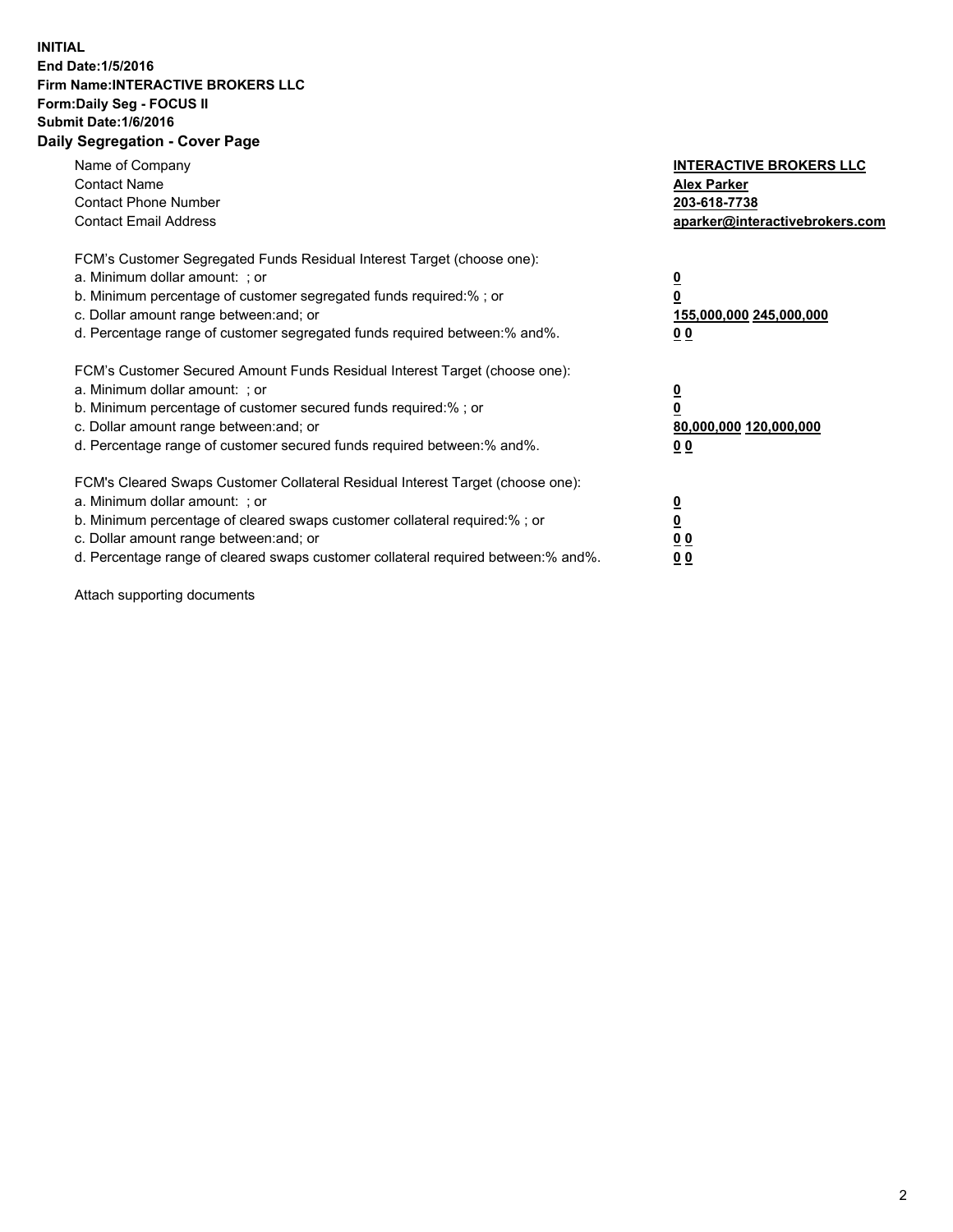**INITIAL**
**End Date:1/5/2016**
**Firm Name:INTERACTIVE BROKERS LLC**
**Form:Daily Seg - FOCUS II**
**Submit Date:1/6/2016**

## Daily Segregation - Cover Page

| | |
|---|---|
| Name of Company | **INTERACTIVE BROKERS LLC** |
| Contact Name | **Alex Parker** |
| Contact Phone Number | **203-618-7738** |
| Contact Email Address | **aparker@interactivebrokers.com** |

FCM's Customer Segregated Funds Residual Interest Target (choose one):

| | |
|---|---|
| a. Minimum dollar amount: ; or | **0** |
| b. Minimum percentage of customer segregated funds required:% ; or | **0** |
| c. Dollar amount range between:and; or | **155,000,000 245,000,000** |
| d. Percentage range of customer segregated funds required between:% and%. | **0 0** |

FCM's Customer Secured Amount Funds Residual Interest Target (choose one):

| | |
|---|---|
| a. Minimum dollar amount: ; or | **0** |
| b. Minimum percentage of customer secured funds required:% ; or | **0** |
| c. Dollar amount range between:and; or | **80,000,000 120,000,000** |
| d. Percentage range of customer secured funds required between:% and%. | **0 0** |

FCM's Cleared Swaps Customer Collateral Residual Interest Target (choose one):

| | |
|---|---|
| a. Minimum dollar amount: ; or | **0** |
| b. Minimum percentage of cleared swaps customer collateral required:% ; or | **0** |
| c. Dollar amount range between:and; or | **0 0** |
| d. Percentage range of cleared swaps customer collateral required between:% and%. | **0 0** |

Attach supporting documents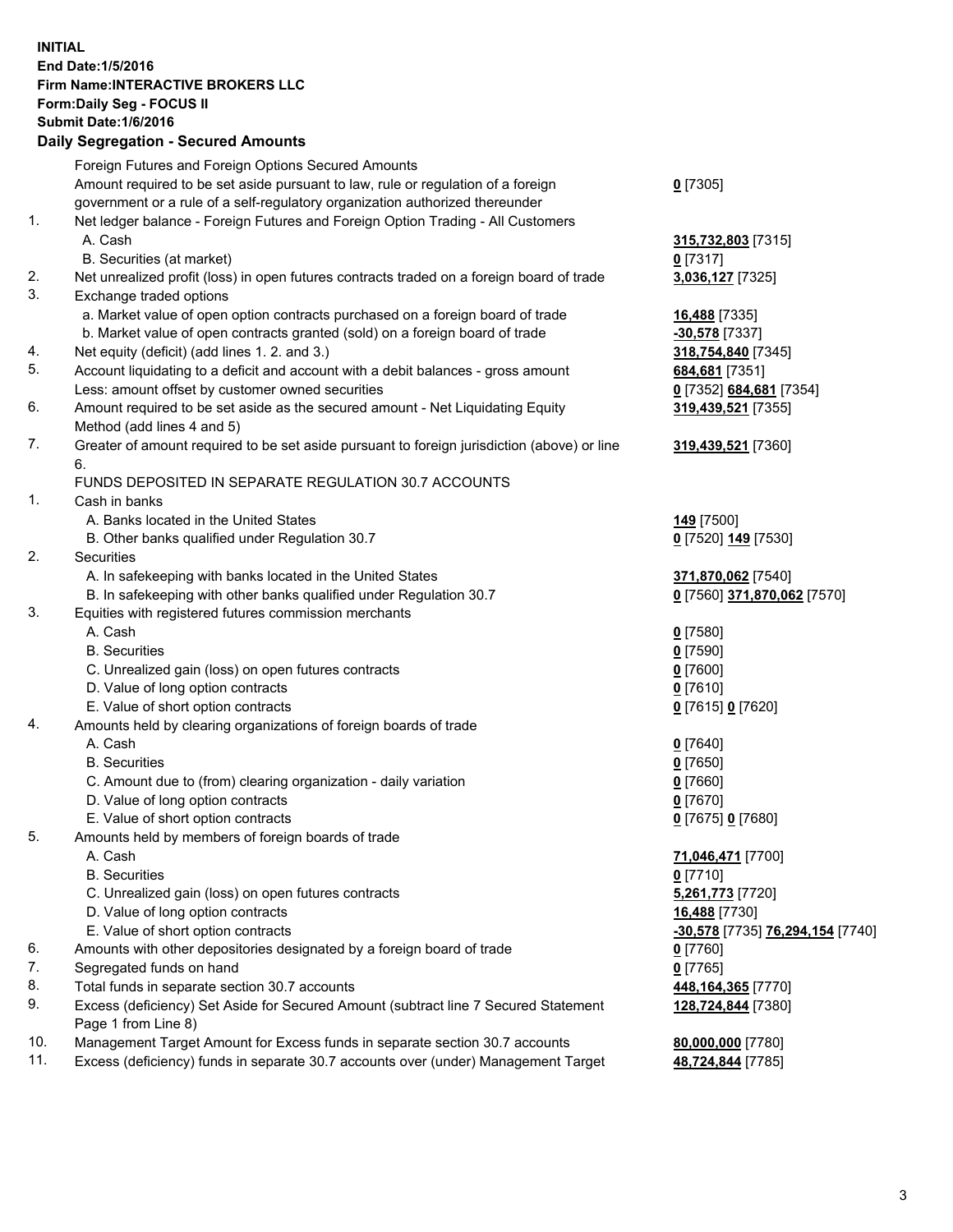**INITIAL**
**End Date:1/5/2016**
**Firm Name:INTERACTIVE BROKERS LLC**
**Form:Daily Seg - FOCUS II**
**Submit Date:1/6/2016**
**Daily Segregation - Secured Amounts**

| | | |
|---|---|---|
| | Foreign Futures and Foreign Options Secured Amounts | |
| | Amount required to be set aside pursuant to law, rule or regulation of a foreign government or a rule of a self-regulatory organization authorized thereunder | **0** [7305] |
| 1. | Net ledger balance - Foreign Futures and Foreign Option Trading - All Customers | |
| | A. Cash | **315,732,803** [7315] |
| | B. Securities (at market) | **0** [7317] |
| 2. | Net unrealized profit (loss) in open futures contracts traded on a foreign board of trade | **3,036,127** [7325] |
| 3. | Exchange traded options | |
| | a. Market value of open option contracts purchased on a foreign board of trade | **16,488** [7335] |
| | b. Market value of open contracts granted (sold) on a foreign board of trade | **-30,578** [7337] |
| 4. | Net equity (deficit) (add lines 1. 2. and 3.) | **318,754,840** [7345] |
| 5. | Account liquidating to a deficit and account with a debit balances - gross amount | **684,681** [7351] |
| | Less: amount offset by customer owned securities | **0** [7352] **684,681** [7354] |
| 6. | Amount required to be set aside as the secured amount - Net Liquidating Equity Method (add lines 4 and 5) | **319,439,521** [7355] |
| 7. | Greater of amount required to be set aside pursuant to foreign jurisdiction (above) or line 6. | **319,439,521** [7360] |
| | FUNDS DEPOSITED IN SEPARATE REGULATION 30.7 ACCOUNTS | |
| 1. | Cash in banks | |
| | A. Banks located in the United States | **149** [7500] |
| | B. Other banks qualified under Regulation 30.7 | **0** [7520] **149** [7530] |
| 2. | Securities | |
| | A. In safekeeping with banks located in the United States | **371,870,062** [7540] |
| | B. In safekeeping with other banks qualified under Regulation 30.7 | **0** [7560] **371,870,062** [7570] |
| 3. | Equities with registered futures commission merchants | |
| | A. Cash | **0** [7580] |
| | B. Securities | **0** [7590] |
| | C. Unrealized gain (loss) on open futures contracts | **0** [7600] |
| | D. Value of long option contracts | **0** [7610] |
| | E. Value of short option contracts | **0** [7615] **0** [7620] |
| 4. | Amounts held by clearing organizations of foreign boards of trade | |
| | A. Cash | **0** [7640] |
| | B. Securities | **0** [7650] |
| | C. Amount due to (from) clearing organization - daily variation | **0** [7660] |
| | D. Value of long option contracts | **0** [7670] |
| | E. Value of short option contracts | **0** [7675] **0** [7680] |
| 5. | Amounts held by members of foreign boards of trade | |
| | A. Cash | **71,046,471** [7700] |
| | B. Securities | **0** [7710] |
| | C. Unrealized gain (loss) on open futures contracts | **5,261,773** [7720] |
| | D. Value of long option contracts | **16,488** [7730] |
| | E. Value of short option contracts | **-30,578** [7735] **76,294,154** [7740] |
| 6. | Amounts with other depositories designated by a foreign board of trade | **0** [7760] |
| 7. | Segregated funds on hand | **0** [7765] |
| 8. | Total funds in separate section 30.7 accounts | **448,164,365** [7770] |
| 9. | Excess (deficiency) Set Aside for Secured Amount (subtract line 7 Secured Statement Page 1 from Line 8) | **128,724,844** [7380] |
| 10. | Management Target Amount for Excess funds in separate section 30.7 accounts | **80,000,000** [7780] |
| 11. | Excess (deficiency) funds in separate 30.7 accounts over (under) Management Target | **48,724,844** [7785] |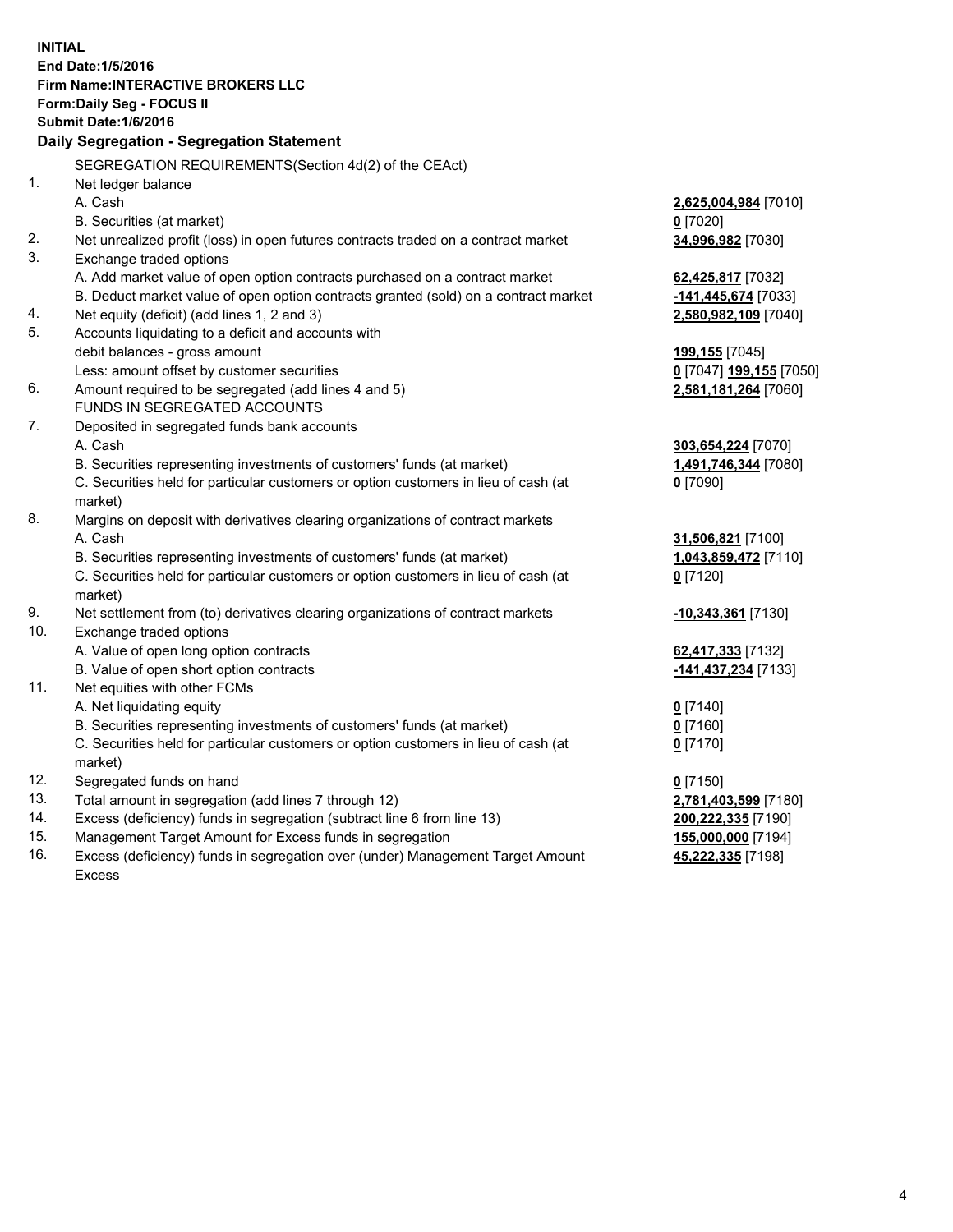**INITIAL**
**End Date:1/5/2016**
**Firm Name:INTERACTIVE BROKERS LLC**
**Form:Daily Seg - FOCUS II**
**Submit Date:1/6/2016**
**Daily Segregation - Segregation Statement**

SEGREGATION REQUIREMENTS(Section 4d(2) of the CEAct)

| | | |
|---|---|---|
| 1. | Net ledger balance | |
| | A. Cash | **2,625,004,984** [7010] |
| | B. Securities (at market) | **0** [7020] |
| 2. | Net unrealized profit (loss) in open futures contracts traded on a contract market | **34,996,982** [7030] |
| 3. | Exchange traded options | |
| | A. Add market value of open option contracts purchased on a contract market | **62,425,817** [7032] |
| | B. Deduct market value of open option contracts granted (sold) on a contract market | **-141,445,674** [7033] |
| 4. | Net equity (deficit) (add lines 1, 2 and 3) | **2,580,982,109** [7040] |
| 5. | Accounts liquidating to a deficit and accounts with debit balances - gross amount | **199,155** [7045] |
| | Less: amount offset by customer securities | **0** [7047] **199,155** [7050] |
| 6. | Amount required to be segregated (add lines 4 and 5) | **2,581,181,264** [7060] |
| | FUNDS IN SEGREGATED ACCOUNTS | |
| 7. | Deposited in segregated funds bank accounts | |
| | A. Cash | **303,654,224** [7070] |
| | B. Securities representing investments of customers' funds (at market) | **1,491,746,344** [7080] |
| | C. Securities held for particular customers or option customers in lieu of cash (at market) | **0** [7090] |
| 8. | Margins on deposit with derivatives clearing organizations of contract markets | |
| | A. Cash | **31,506,821** [7100] |
| | B. Securities representing investments of customers' funds (at market) | **1,043,859,472** [7110] |
| | C. Securities held for particular customers or option customers in lieu of cash (at market) | **0** [7120] |
| 9. | Net settlement from (to) derivatives clearing organizations of contract markets | **-10,343,361** [7130] |
| 10. | Exchange traded options | |
| | A. Value of open long option contracts | **62,417,333** [7132] |
| | B. Value of open short option contracts | **-141,437,234** [7133] |
| 11. | Net equities with other FCMs | |
| | A. Net liquidating equity | **0** [7140] |
| | B. Securities representing investments of customers' funds (at market) | **0** [7160] |
| | C. Securities held for particular customers or option customers in lieu of cash (at market) | **0** [7170] |
| 12. | Segregated funds on hand | **0** [7150] |
| 13. | Total amount in segregation (add lines 7 through 12) | **2,781,403,599** [7180] |
| 14. | Excess (deficiency) funds in segregation (subtract line 6 from line 13) | **200,222,335** [7190] |
| 15. | Management Target Amount for Excess funds in segregation | **155,000,000** [7194] |
| 16. | Excess (deficiency) funds in segregation over (under) Management Target Amount Excess | **45,222,335** [7198] |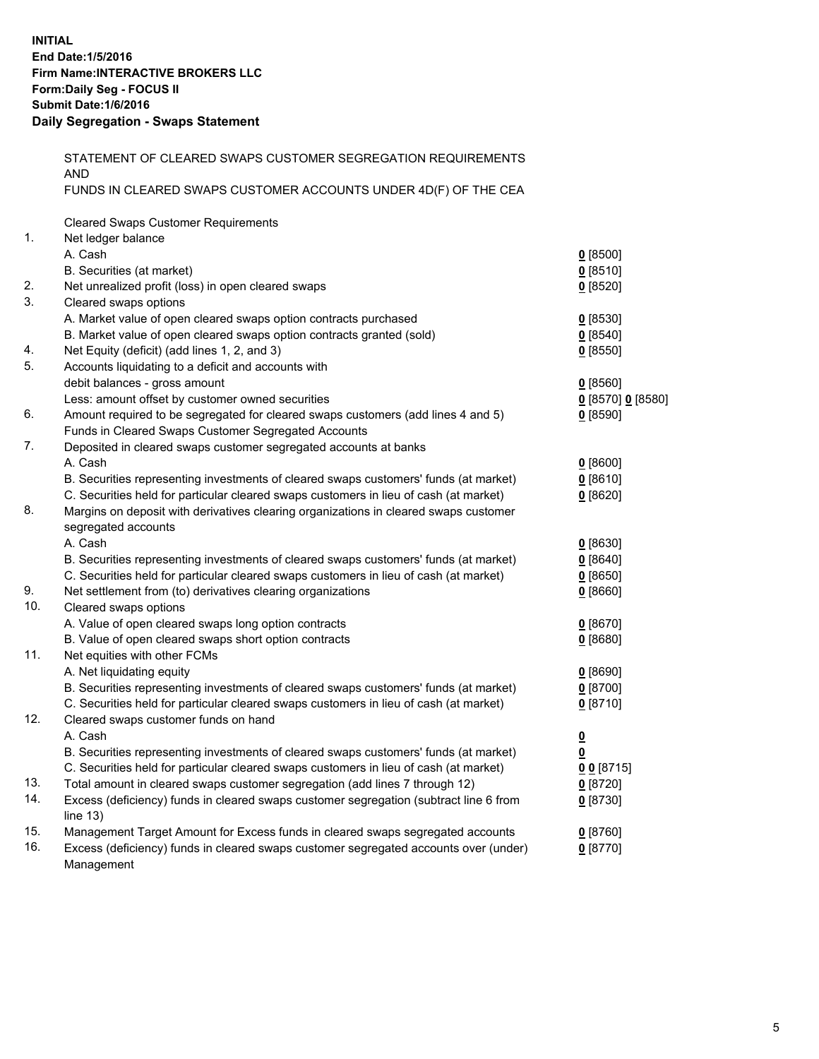**INITIAL**
**End Date:1/5/2016**
**Firm Name:INTERACTIVE BROKERS LLC**
**Form:Daily Seg - FOCUS II**
**Submit Date:1/6/2016**
**Daily Segregation - Swaps Statement**

STATEMENT OF CLEARED SWAPS CUSTOMER SEGREGATION REQUIREMENTS AND
FUNDS IN CLEARED SWAPS CUSTOMER ACCOUNTS UNDER 4D(F) OF THE CEA

| | | |
|---|---|---|
| | Cleared Swaps Customer Requirements | |
| 1. | Net ledger balance | |
| | A. Cash | 0 [8500] |
| | B. Securities (at market) | 0 [8510] |
| 2. | Net unrealized profit (loss) in open cleared swaps | 0 [8520] |
| 3. | Cleared swaps options | |
| | A. Market value of open cleared swaps option contracts purchased | 0 [8530] |
| | B. Market value of open cleared swaps option contracts granted (sold) | 0 [8540] |
| 4. | Net Equity (deficit) (add lines 1, 2, and 3) | 0 [8550] |
| 5. | Accounts liquidating to a deficit and accounts with | |
| | debit balances - gross amount | 0 [8560] |
| | Less: amount offset by customer owned securities | 0 [8570] 0 [8580] |
| 6. | Amount required to be segregated for cleared swaps customers (add lines 4 and 5) | 0 [8590] |
| | Funds in Cleared Swaps Customer Segregated Accounts | |
| 7. | Deposited in cleared swaps customer segregated accounts at banks | |
| | A. Cash | 0 [8600] |
| | B. Securities representing investments of cleared swaps customers' funds (at market) | 0 [8610] |
| | C. Securities held for particular cleared swaps customers in lieu of cash (at market) | 0 [8620] |
| 8. | Margins on deposit with derivatives clearing organizations in cleared swaps customer segregated accounts | |
| | A. Cash | 0 [8630] |
| | B. Securities representing investments of cleared swaps customers' funds (at market) | 0 [8640] |
| | C. Securities held for particular cleared swaps customers in lieu of cash (at market) | 0 [8650] |
| 9. | Net settlement from (to) derivatives clearing organizations | 0 [8660] |
| 10. | Cleared swaps options | |
| | A. Value of open cleared swaps long option contracts | 0 [8670] |
| | B. Value of open cleared swaps short option contracts | 0 [8680] |
| 11. | Net equities with other FCMs | |
| | A. Net liquidating equity | 0 [8690] |
| | B. Securities representing investments of cleared swaps customers' funds (at market) | 0 [8700] |
| | C. Securities held for particular cleared swaps customers in lieu of cash (at market) | 0 [8710] |
| 12. | Cleared swaps customer funds on hand | |
| | A. Cash | 0 |
| | B. Securities representing investments of cleared swaps customers' funds (at market) | 0 |
| | C. Securities held for particular cleared swaps customers in lieu of cash (at market) | 0 0 [8715] |
| 13. | Total amount in cleared swaps customer segregation (add lines 7 through 12) | 0 [8720] |
| 14. | Excess (deficiency) funds in cleared swaps customer segregation (subtract line 6 from line 13) | 0 [8730] |
| 15. | Management Target Amount for Excess funds in cleared swaps segregated accounts | 0 [8760] |
| 16. | Excess (deficiency) funds in cleared swaps customer segregated accounts over (under) Management | 0 [8770] |